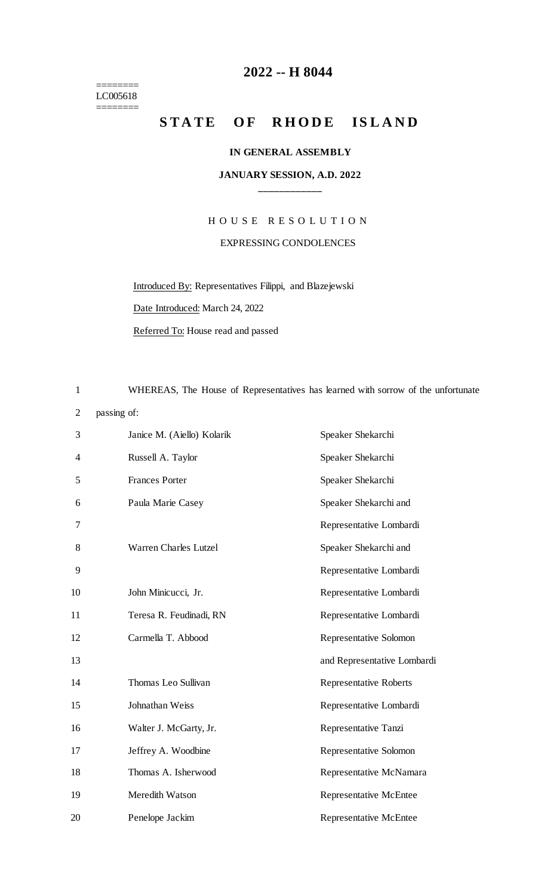# 2022 -- H 8044

========
LC005618
========

## STATE OF RHODE ISLAND

**IN GENERAL ASSEMBLY**

**JANUARY SESSION, A.D. 2022**

____________

HOUSE RESOLUTION

EXPRESSING CONDOLENCES

Introduced By: Representatives Filippi, and Blazejewski

Date Introduced: March 24, 2022

Referred To: House read and passed

WHEREAS, The House of Representatives has learned with sorrow of the unfortunate passing of:

| | |
|---|---|
| Janice M. (Aiello) Kolarik | Speaker Shekarchi |
| Russell A. Taylor | Speaker Shekarchi |
| Frances Porter | Speaker Shekarchi |
| Paula Marie Casey | Speaker Shekarchi and Representative Lombardi |
| Warren Charles Lutzel | Speaker Shekarchi and Representative Lombardi |
| John Minicucci, Jr. | Representative Lombardi |
| Teresa R. Feudinadi, RN | Representative Lombardi |
| Carmella T. Abbood | Representative Solomon and Representative Lombardi |
| Thomas Leo Sullivan | Representative Roberts |
| Johnathan Weiss | Representative Lombardi |
| Walter J. McGarty, Jr. | Representative Tanzi |
| Jeffrey A. Woodbine | Representative Solomon |
| Thomas A. Isherwood | Representative McNamara |
| Meredith Watson | Representative McEntee |
| Penelope Jackim | Representative McEntee |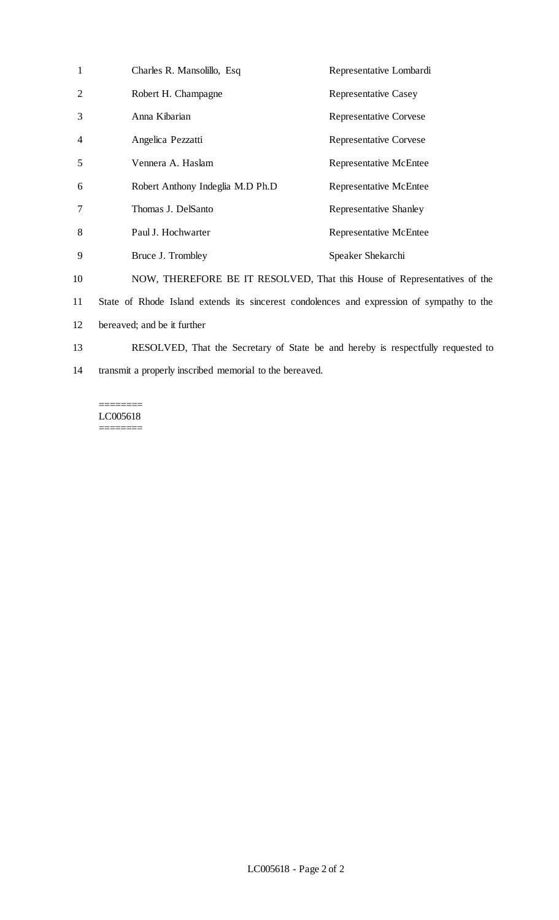| | |
|---|---|
| Charles R. Mansolillo, Esq | Representative Lombardi |
| Robert H. Champagne | Representative Casey |
| Anna Kibarian | Representative Corvese |
| Angelica Pezzatti | Representative Corvese |
| Vennera A. Haslam | Representative McEntee |
| Robert Anthony Indeglia M.D Ph.D | Representative McEntee |
| Thomas J. DelSanto | Representative Shanley |
| Paul J. Hochwarter | Representative McEntee |
| Bruce J. Trombley | Speaker Shekarchi |

NOW, THEREFORE BE IT RESOLVED, That this House of Representatives of the State of Rhode Island extends its sincerest condolences and expression of sympathy to the bereaved; and be it further

RESOLVED, That the Secretary of State be and hereby is respectfully requested to transmit a properly inscribed memorial to the bereaved.

========
LC005618
========